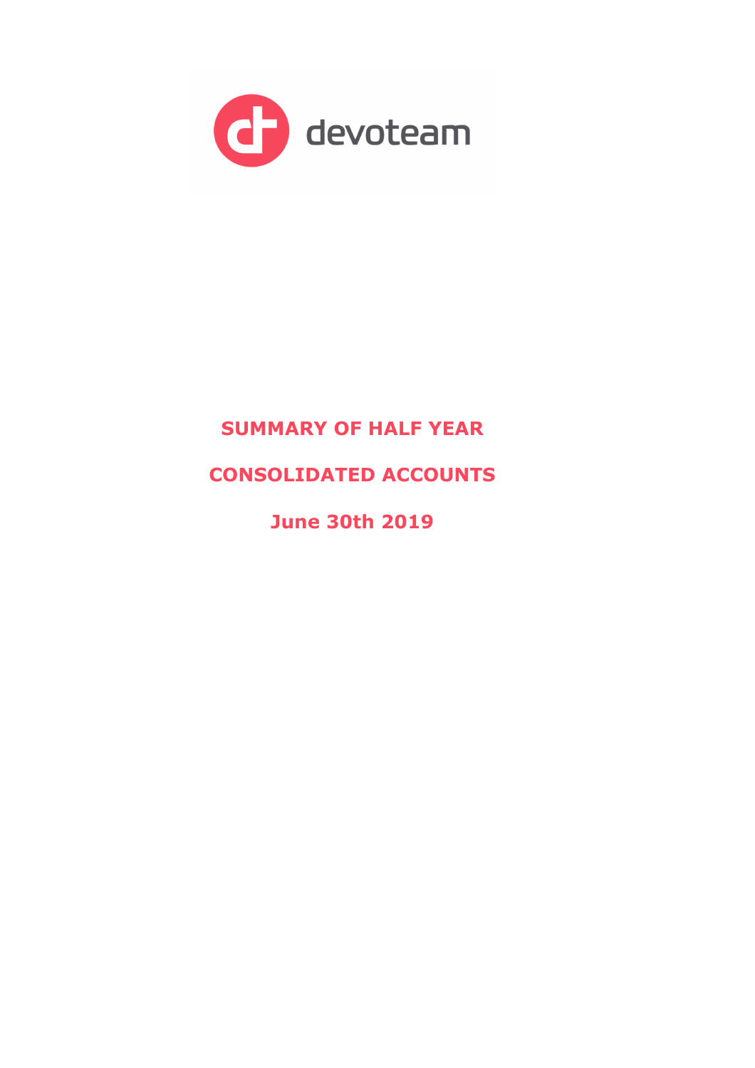devoteam

# SUMMARY OF HALF YEAR

# CONSOLIDATED ACCOUNTS

# June 30th 2019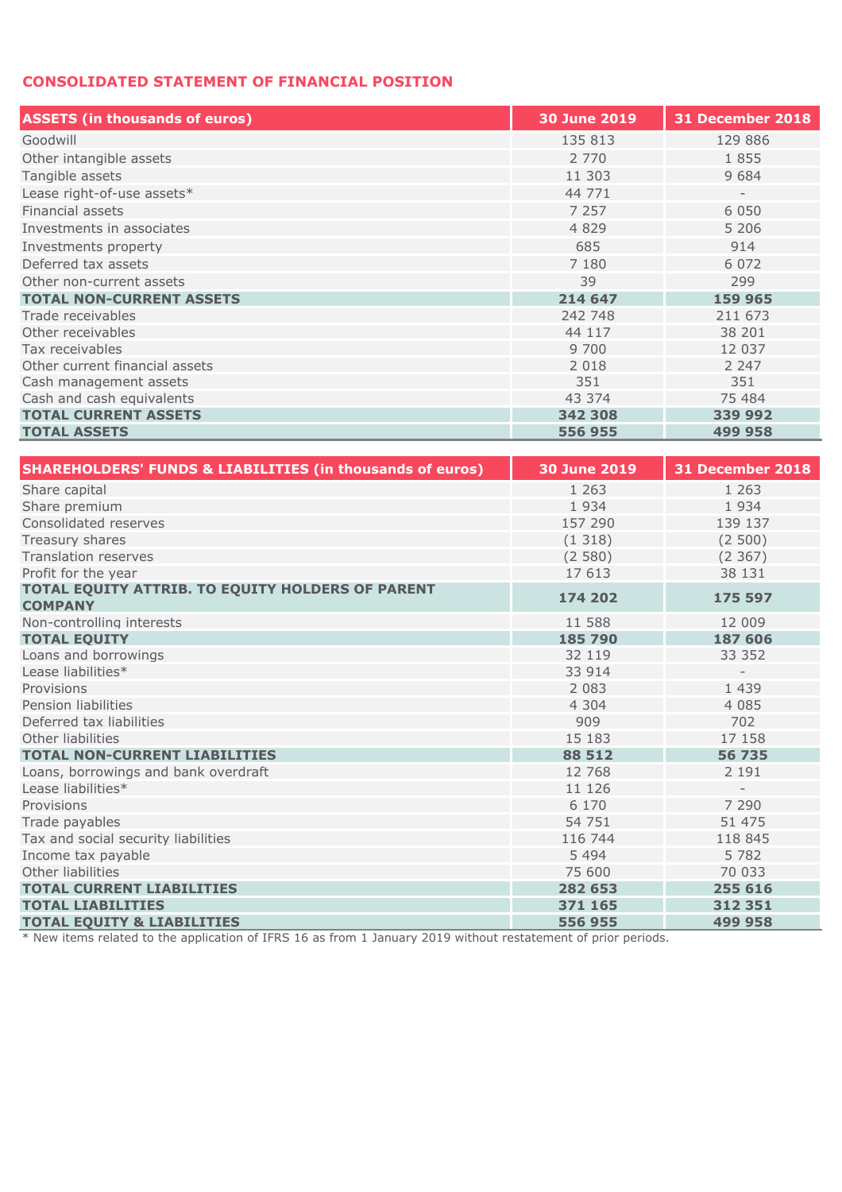## CONSOLIDATED STATEMENT OF FINANCIAL POSITION

| ASSETS (in thousands of euros) | 30 June 2019 | 31 December 2018 |
|---|---|---|
| Goodwill | 135 813 | 129 886 |
| Other intangible assets | 2 770 | 1 855 |
| Tangible assets | 11 303 | 9 684 |
| Lease right-of-use assets* | 44 771 | - |
| Financial assets | 7 257 | 6 050 |
| Investments in associates | 4 829 | 5 206 |
| Investments property | 685 | 914 |
| Deferred tax assets | 7 180 | 6 072 |
| Other non-current assets | 39 | 299 |
| **TOTAL NON-CURRENT ASSETS** | **214 647** | **159 965** |
| Trade receivables | 242 748 | 211 673 |
| Other receivables | 44 117 | 38 201 |
| Tax receivables | 9 700 | 12 037 |
| Other current financial assets | 2 018 | 2 247 |
| Cash management assets | 351 | 351 |
| Cash and cash equivalents | 43 374 | 75 484 |
| **TOTAL CURRENT ASSETS** | **342 308** | **339 992** |
| **TOTAL ASSETS** | **556 955** | **499 958** |

| SHAREHOLDERS' FUNDS & LIABILITIES (in thousands of euros) | 30 June 2019 | 31 December 2018 |
|---|---|---|
| Share capital | 1 263 | 1 263 |
| Share premium | 1 934 | 1 934 |
| Consolidated reserves | 157 290 | 139 137 |
| Treasury shares | (1 318) | (2 500) |
| Translation reserves | (2 580) | (2 367) |
| Profit for the year | 17 613 | 38 131 |
| **TOTAL EQUITY ATTRIB. TO EQUITY HOLDERS OF PARENT COMPANY** | **174 202** | **175 597** |
| Non-controlling interests | 11 588 | 12 009 |
| **TOTAL EQUITY** | **185 790** | **187 606** |
| Loans and borrowings | 32 119 | 33 352 |
| Lease liabilities* | 33 914 | - |
| Provisions | 2 083 | 1 439 |
| Pension liabilities | 4 304 | 4 085 |
| Deferred tax liabilities | 909 | 702 |
| Other liabilities | 15 183 | 17 158 |
| **TOTAL NON-CURRENT LIABILITIES** | **88 512** | **56 735** |
| Loans, borrowings and bank overdraft | 12 768 | 2 191 |
| Lease liabilities* | 11 126 | - |
| Provisions | 6 170 | 7 290 |
| Trade payables | 54 751 | 51 475 |
| Tax and social security liabilities | 116 744 | 118 845 |
| Income tax payable | 5 494 | 5 782 |
| Other liabilities | 75 600 | 70 033 |
| **TOTAL CURRENT LIABILITIES** | **282 653** | **255 616** |
| **TOTAL LIABILITIES** | **371 165** | **312 351** |
| **TOTAL EQUITY & LIABILITIES** | **556 955** | **499 958** |

\* New items related to the application of IFRS 16 as from 1 January 2019 without restatement of prior periods.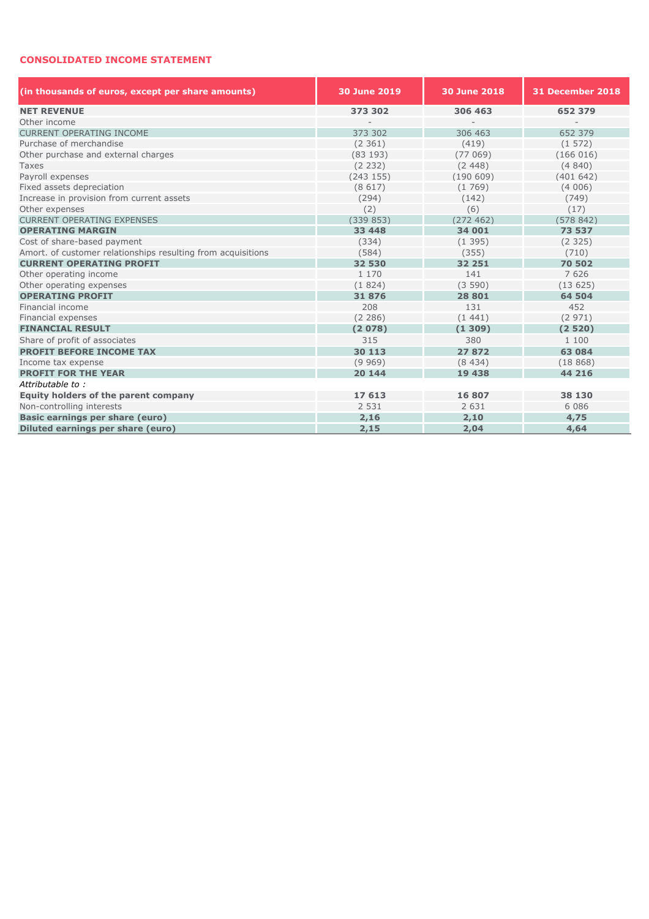## CONSOLIDATED INCOME STATEMENT

| (in thousands of euros, except per share amounts) | 30 June 2019 | 30 June 2018 | 31 December 2018 |
|---|---|---|---|
| **NET REVENUE** | **373 302** | **306 463** | **652 379** |
| Other income | - | - | - |
| CURRENT OPERATING INCOME | 373 302 | 306 463 | 652 379 |
| Purchase of merchandise | (2 361) | (419) | (1 572) |
| Other purchase and external charges | (83 193) | (77 069) | (166 016) |
| Taxes | (2 232) | (2 448) | (4 840) |
| Payroll expenses | (243 155) | (190 609) | (401 642) |
| Fixed assets depreciation | (8 617) | (1 769) | (4 006) |
| Increase in provision from current assets | (294) | (142) | (749) |
| Other expenses | (2) | (6) | (17) |
| CURRENT OPERATING EXPENSES | (339 853) | (272 462) | (578 842) |
| **OPERATING MARGIN** | **33 448** | **34 001** | **73 537** |
| Cost of share-based payment | (334) | (1 395) | (2 325) |
| Amort. of customer relationships resulting from acquisitions | (584) | (355) | (710) |
| **CURRENT OPERATING PROFIT** | **32 530** | **32 251** | **70 502** |
| Other operating income | 1 170 | 141 | 7 626 |
| Other operating expenses | (1 824) | (3 590) | (13 625) |
| **OPERATING PROFIT** | **31 876** | **28 801** | **64 504** |
| Financial income | 208 | 131 | 452 |
| Financial expenses | (2 286) | (1 441) | (2 971) |
| **FINANCIAL RESULT** | **(2 078)** | **(1 309)** | **(2 520)** |
| Share of profit of associates | 315 | 380 | 1 100 |
| **PROFIT BEFORE INCOME TAX** | **30 113** | **27 872** | **63 084** |
| Income tax expense | (9 969) | (8 434) | (18 868) |
| **PROFIT FOR THE YEAR** | **20 144** | **19 438** | **44 216** |
| *Attributable to :* | | | |
| **Equity holders of the parent company** | **17 613** | **16 807** | **38 130** |
| Non-controlling interests | 2 531 | 2 631 | 6 086 |
| **Basic earnings per share (euro)** | **2,16** | **2,10** | **4,75** |
| **Diluted earnings per share (euro)** | **2,15** | **2,04** | **4,64** |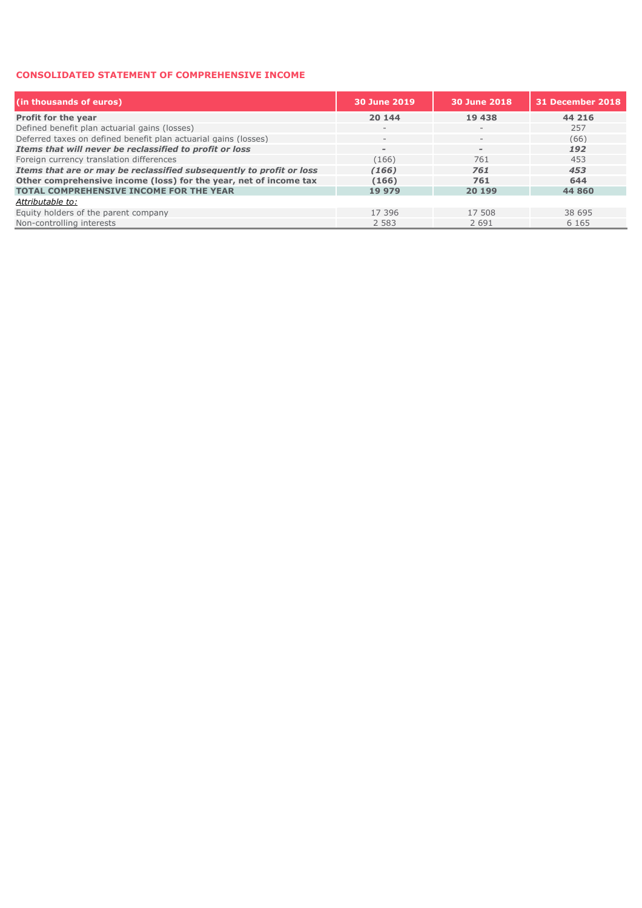## CONSOLIDATED STATEMENT OF COMPREHENSIVE INCOME

| (in thousands of euros) | 30 June 2019 | 30 June 2018 | 31 December 2018 |
|---|---|---|---|
| **Profit for the year** | **20 144** | **19 438** | **44 216** |
| Defined benefit plan actuarial gains (losses) | - | - | 257 |
| Deferred taxes on defined benefit plan actuarial gains (losses) | - | - | (66) |
| ***Items that will never be reclassified to profit or loss*** | ***-*** | ***-*** | ***192*** |
| Foreign currency translation differences | (166) | 761 | 453 |
| ***Items that are or may be reclassified subsequently to profit or loss*** | ***(166)*** | ***761*** | ***453*** |
| **Other comprehensive income (loss) for the year, net of income tax** | **(166)** | **761** | **644** |
| **TOTAL COMPREHENSIVE INCOME FOR THE YEAR** | **19 979** | **20 199** | **44 860** |
| *Attributable to:* | | | |
| Equity holders of the parent company | 17 396 | 17 508 | 38 695 |
| Non-controlling interests | 2 583 | 2 691 | 6 165 |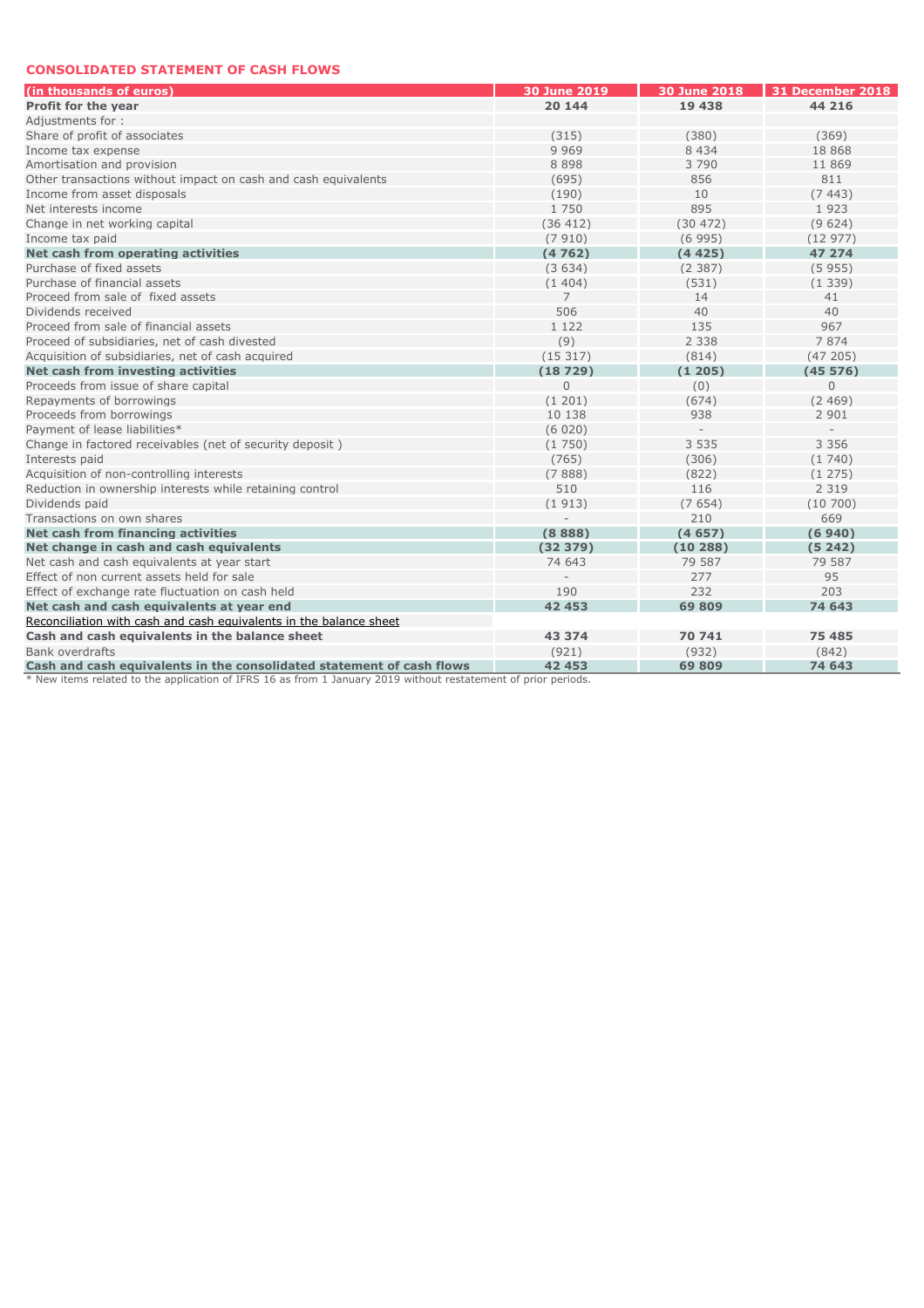## CONSOLIDATED STATEMENT OF CASH FLOWS

| (in thousands of euros) | 30 June 2019 | 30 June 2018 | 31 December 2018 |
|---|---|---|---|
| **Profit for the year** | **20 144** | **19 438** | **44 216** |
| Adjustments for : | | | |
| Share of profit of associates | (315) | (380) | (369) |
| Income tax expense | 9 969 | 8 434 | 18 868 |
| Amortisation and provision | 8 898 | 3 790 | 11 869 |
| Other transactions without impact on cash and cash equivalents | (695) | 856 | 811 |
| Income from asset disposals | (190) | 10 | (7 443) |
| Net interests income | 1 750 | 895 | 1 923 |
| Change in net working capital | (36 412) | (30 472) | (9 624) |
| Income tax paid | (7 910) | (6 995) | (12 977) |
| **Net cash from operating activities** | **(4 762)** | **(4 425)** | **47 274** |
| Purchase of fixed assets | (3 634) | (2 387) | (5 955) |
| Purchase of financial assets | (1 404) | (531) | (1 339) |
| Proceed from sale of fixed assets | 7 | 14 | 41 |
| Dividends received | 506 | 40 | 40 |
| Proceed from sale of financial assets | 1 122 | 135 | 967 |
| Proceed of subsidiaries, net of cash divested | (9) | 2 338 | 7 874 |
| Acquisition of subsidiaries, net of cash acquired | (15 317) | (814) | (47 205) |
| **Net cash from investing activities** | **(18 729)** | **(1 205)** | **(45 576)** |
| Proceeds from issue of share capital | 0 | (0) | 0 |
| Repayments of borrowings | (1 201) | (674) | (2 469) |
| Proceeds from borrowings | 10 138 | 938 | 2 901 |
| Payment of lease liabilities* | (6 020) | - | - |
| Change in factored receivables (net of security deposit ) | (1 750) | 3 535 | 3 356 |
| Interests paid | (765) | (306) | (1 740) |
| Acquisition of non-controlling interests | (7 888) | (822) | (1 275) |
| Reduction in ownership interests while retaining control | 510 | 116 | 2 319 |
| Dividends paid | (1 913) | (7 654) | (10 700) |
| Transactions on own shares | - | 210 | 669 |
| **Net cash from financing activities** | **(8 888)** | **(4 657)** | **(6 940)** |
| **Net change in cash and cash equivalents** | **(32 379)** | **(10 288)** | **(5 242)** |
| Net cash and cash equivalents at year start | 74 643 | 79 587 | 79 587 |
| Effect of non current assets held for sale | - | 277 | 95 |
| Effect of exchange rate fluctuation on cash held | 190 | 232 | 203 |
| **Net cash and cash equivalents at year end** | **42 453** | **69 809** | **74 643** |
| Reconciliation with cash and cash equivalents in the balance sheet | | | |
| **Cash and cash equivalents in the balance sheet** | **43 374** | **70 741** | **75 485** |
| Bank overdrafts | (921) | (932) | (842) |
| **Cash and cash equivalents in the consolidated statement of cash flows** | **42 453** | **69 809** | **74 643** |

* New items related to the application of IFRS 16 as from 1 January 2019 without restatement of prior periods.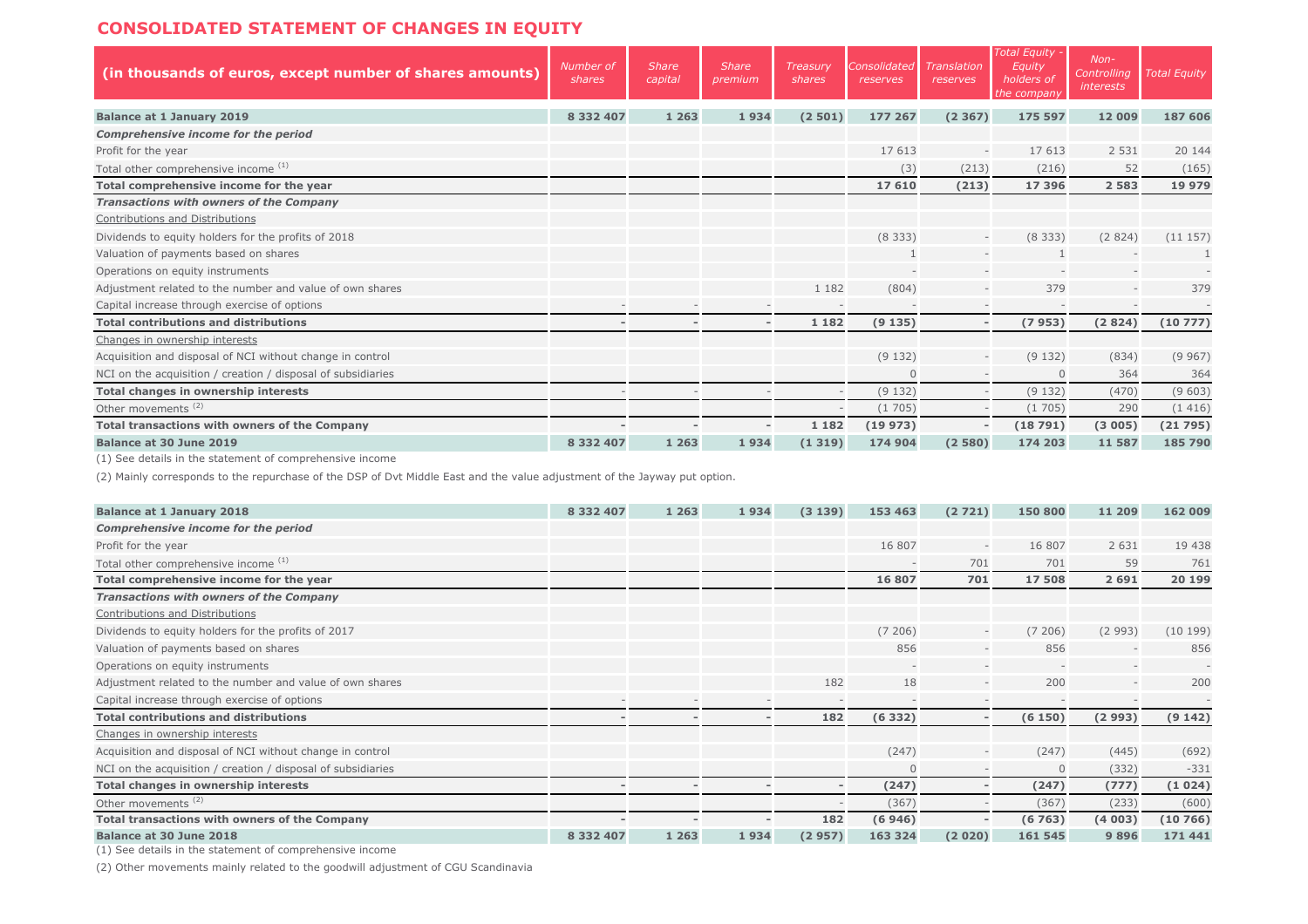## CONSOLIDATED STATEMENT OF CHANGES IN EQUITY

| (in thousands of euros, except number of shares amounts) | Number of shares | Share capital | Share premium | Treasury shares | Consolidated reserves | Translation reserves | Total Equity - Equity holders of the company | Non-Controlling interests | Total Equity |
|---|---|---|---|---|---|---|---|---|---|
| **Balance at 1 January 2019** | **8 332 407** | **1 263** | **1 934** | **(2 501)** | **177 267** | **(2 367)** | **175 597** | **12 009** | **187 606** |
| ***Comprehensive income for the period*** | | | | | | | | | |
| Profit for the year | | | | | 17 613 | - | 17 613 | 2 531 | 20 144 |
| Total other comprehensive income (1) | | | | | (3) | (213) | (216) | 52 | (165) |
| **Total comprehensive income for the year** | | | | | **17 610** | **(213)** | **17 396** | **2 583** | **19 979** |
| ***Transactions with owners of the Company*** | | | | | | | | | |
| Contributions and Distributions | | | | | | | | | |
| Dividends to equity holders for the profits of 2018 | | | | | (8 333) | - | (8 333) | (2 824) | (11 157) |
| Valuation of payments based on shares | | | | | 1 | - | 1 | - | 1 |
| Operations on equity instruments | | | | | - | - | - | - | - |
| Adjustment related to the number and value of own shares | | | | 1 182 | (804) | - | 379 | - | 379 |
| Capital increase through exercise of options | - | - | - | - | - | - | - | - | - |
| **Total contributions and distributions** | **-** | **-** | **-** | **1 182** | **(9 135)** | **-** | **(7 953)** | **(2 824)** | **(10 777)** |
| Changes in ownership interests | | | | | | | | | |
| Acquisition and disposal of NCI without change in control | | | | | (9 132) | - | (9 132) | (834) | (9 967) |
| NCI on the acquisition / creation / disposal of subsidiaries | | | | | 0 | - | 0 | 364 | 364 |
| **Total changes in ownership interests** | - | - | - | - | (9 132) | - | (9 132) | (470) | (9 603) |
| Other movements (2) | | | | - | (1 705) | - | (1 705) | 290 | (1 416) |
| **Total transactions with owners of the Company** | **-** | **-** | **-** | **1 182** | **(19 973)** | **-** | **(18 791)** | **(3 005)** | **(21 795)** |
| **Balance at 30 June 2019** | **8 332 407** | **1 263** | **1 934** | **(1 319)** | **174 904** | **(2 580)** | **174 203** | **11 587** | **185 790** |

(1) See details in the statement of comprehensive income

(2) Mainly corresponds to the repurchase of the DSP of Dvt Middle East and the value adjustment of the Jayway put option.

| (in thousands of euros, except number of shares amounts) | Number of shares | Share capital | Share premium | Treasury shares | Consolidated reserves | Translation reserves | Total Equity - Equity holders of the company | Non-Controlling interests | Total Equity |
|---|---|---|---|---|---|---|---|---|---|
| **Balance at 1 January 2018** | **8 332 407** | **1 263** | **1 934** | **(3 139)** | **153 463** | **(2 721)** | **150 800** | **11 209** | **162 009** |
| ***Comprehensive income for the period*** | | | | | | | | | |
| Profit for the year | | | | | 16 807 | - | 16 807 | 2 631 | 19 438 |
| Total other comprehensive income (1) | | | | | - | 701 | 701 | 59 | 761 |
| **Total comprehensive income for the year** | | | | | **16 807** | **701** | **17 508** | **2 691** | **20 199** |
| ***Transactions with owners of the Company*** | | | | | | | | | |
| Contributions and Distributions | | | | | | | | | |
| Dividends to equity holders for the profits of 2017 | | | | | (7 206) | - | (7 206) | (2 993) | (10 199) |
| Valuation of payments based on shares | | | | | 856 | - | 856 | - | 856 |
| Operations on equity instruments | | | | | - | - | - | - | - |
| Adjustment related to the number and value of own shares | | | | 182 | 18 | - | 200 | - | 200 |
| Capital increase through exercise of options | - | - | - | - | - | - | - | - | - |
| **Total contributions and distributions** | **-** | **-** | **-** | **182** | **(6 332)** | **-** | **(6 150)** | **(2 993)** | **(9 142)** |
| Changes in ownership interests | | | | | | | | | |
| Acquisition and disposal of NCI without change in control | | | | | (247) | - | (247) | (445) | (692) |
| NCI on the acquisition / creation / disposal of subsidiaries | | | | | 0 | - | 0 | (332) | -331 |
| **Total changes in ownership interests** | **-** | **-** | **-** | **-** | **(247)** | **-** | **(247)** | **(777)** | **(1 024)** |
| Other movements (2) | | | | - | (367) | - | (367) | (233) | (600) |
| **Total transactions with owners of the Company** | **-** | **-** | **-** | **182** | **(6 946)** | **-** | **(6 763)** | **(4 003)** | **(10 766)** |
| **Balance at 30 June 2018** | **8 332 407** | **1 263** | **1 934** | **(2 957)** | **163 324** | **(2 020)** | **161 545** | **9 896** | **171 441** |

(1) See details in the statement of comprehensive income

(2) Other movements mainly related to the goodwill adjustment of CGU Scandinavia